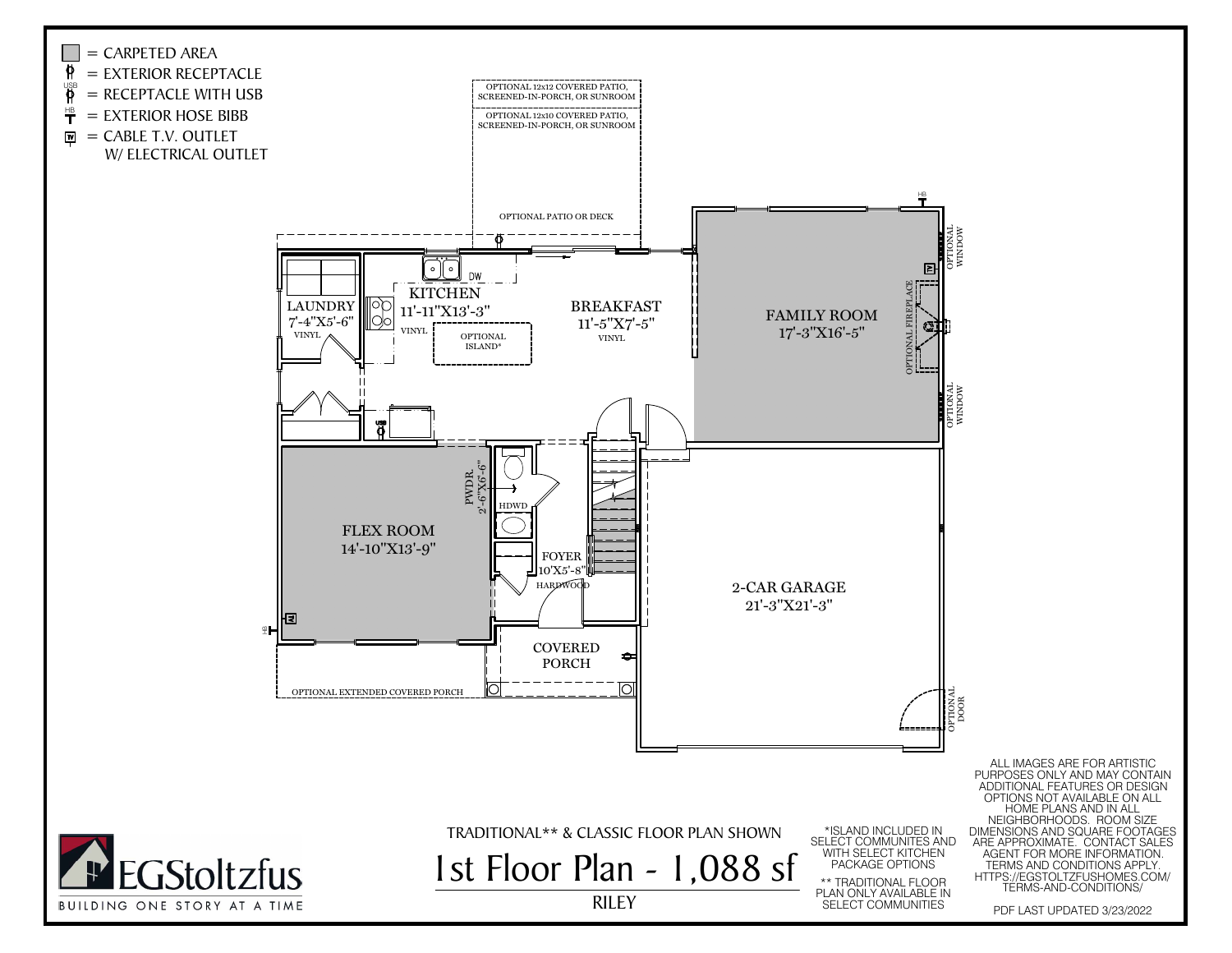= CARPETED AREA
= EXTERIOR RECEPTACLE
= RECEPTACLE WITH USB
= EXTERIOR HOSE BIBB
= CABLE T.V. OUTLET W/ ELECTRICAL OUTLET

OPTIONAL 12x12 COVERED PATIO, SCREENED-IN-PORCH, OR SUNROOM

OPTIONAL 12x10 COVERED PATIO, SCREENED-IN-PORCH, OR SUNROOM

OPTIONAL PATIO OR DECK

LAUNDRY
7'-4"X5'-6"
VINYL

KITCHEN
11'-11"X13'-3"
VINYL

OPTIONAL ISLAND*

BREAKFAST
11'-5"X7'-5"
VINYL

FAMILY ROOM
17'-3"X16'-5"

OPTIONAL FIREPLACE

OPTIONAL WINDOW

OPTIONAL WINDOW

FLEX ROOM
14'-10"X13'-9"

PWDR.
2'-6"X6'-6"

HDWD

FOYER
10'X5'-8"
HARDWOOD

2-CAR GARAGE
21'-3"X21'-3"

COVERED PORCH

OPTIONAL EXTENDED COVERED PORCH

OPTIONAL DOOR

TRADITIONAL** & CLASSIC FLOOR PLAN SHOWN

# 1st Floor Plan - 1,088 sf

RILEY

*ISLAND INCLUDED IN SELECT COMMUNITES AND WITH SELECT KITCHEN PACKAGE OPTIONS

** TRADITIONAL FLOOR PLAN ONLY AVAILABLE IN SELECT COMMUNITIES

ALL IMAGES ARE FOR ARTISTIC PURPOSES ONLY AND MAY CONTAIN ADDITIONAL FEATURES OR DESIGN OPTIONS NOT AVAILABLE ON ALL HOME PLANS AND IN ALL NEIGHBORHOODS. ROOM SIZE DIMENSIONS AND SQUARE FOOTAGES ARE APPROXIMATE. CONTACT SALES AGENT FOR MORE INFORMATION. TERMS AND CONDITIONS APPLY. HTTPS://EGSTOLTZFUSHOMES.COM/TERMS-AND-CONDITIONS/

PDF LAST UPDATED 3/23/2022

EGStoltzfus
BUILDING ONE STORY AT A TIME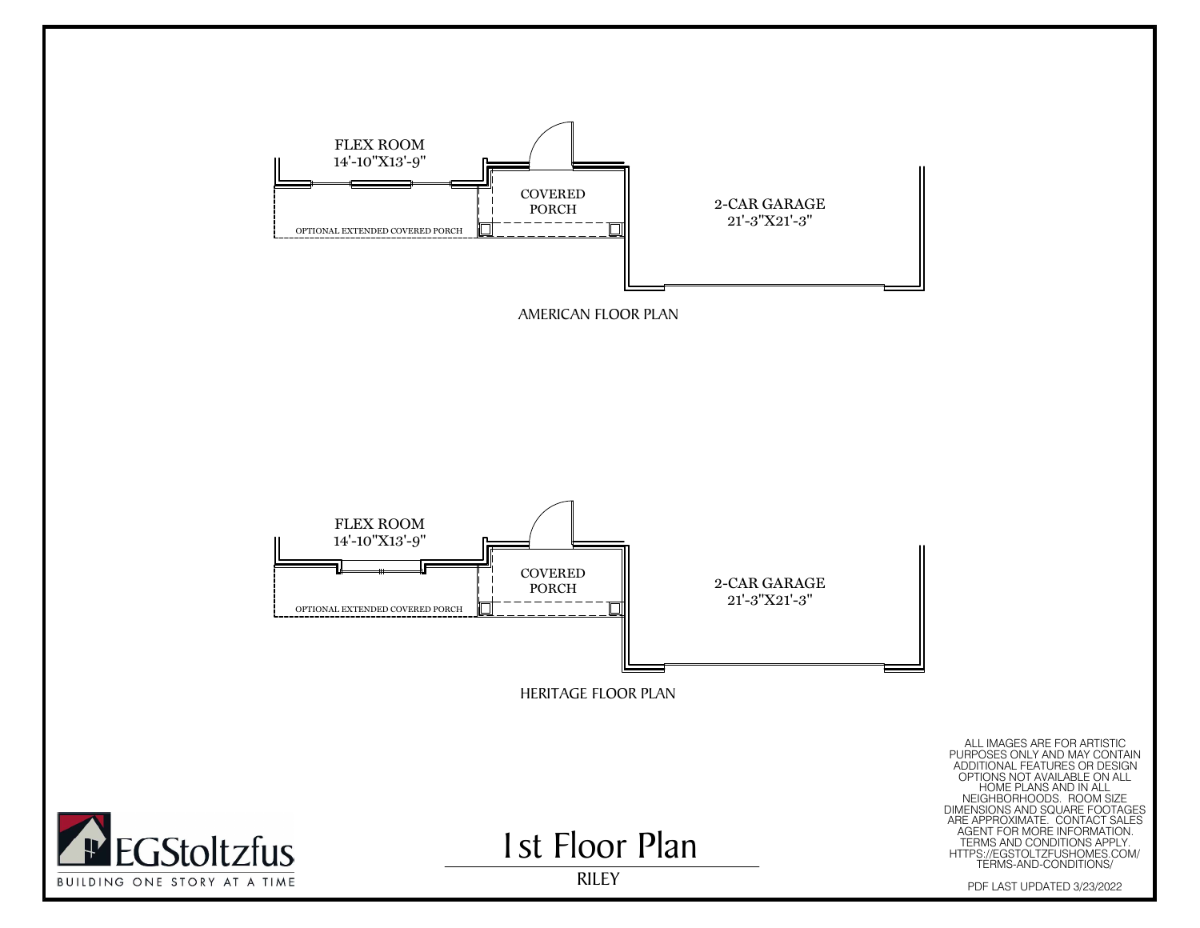FLEX ROOM
14'-10"X13'-9"

COVERED PORCH

2-CAR GARAGE
21'-3"X21'-3"

OPTIONAL EXTENDED COVERED PORCH

AMERICAN FLOOR PLAN

FLEX ROOM
14'-10"X13'-9"

COVERED PORCH

2-CAR GARAGE
21'-3"X21'-3"

OPTIONAL EXTENDED COVERED PORCH

HERITAGE FLOOR PLAN

ALL IMAGES ARE FOR ARTISTIC PURPOSES ONLY AND MAY CONTAIN ADDITIONAL FEATURES OR DESIGN OPTIONS NOT AVAILABLE ON ALL HOME PLANS AND IN ALL NEIGHBORHOODS. ROOM SIZE DIMENSIONS AND SQUARE FOOTAGES ARE APPROXIMATE. CONTACT SALES AGENT FOR MORE INFORMATION. TERMS AND CONDITIONS APPLY. HTTPS://EGSTOLTZFUSHOMES.COM/TERMS-AND-CONDITIONS/

EGStoltzfus
BUILDING ONE STORY AT A TIME

# 1st Floor Plan

RILEY

PDF LAST UPDATED 3/23/2022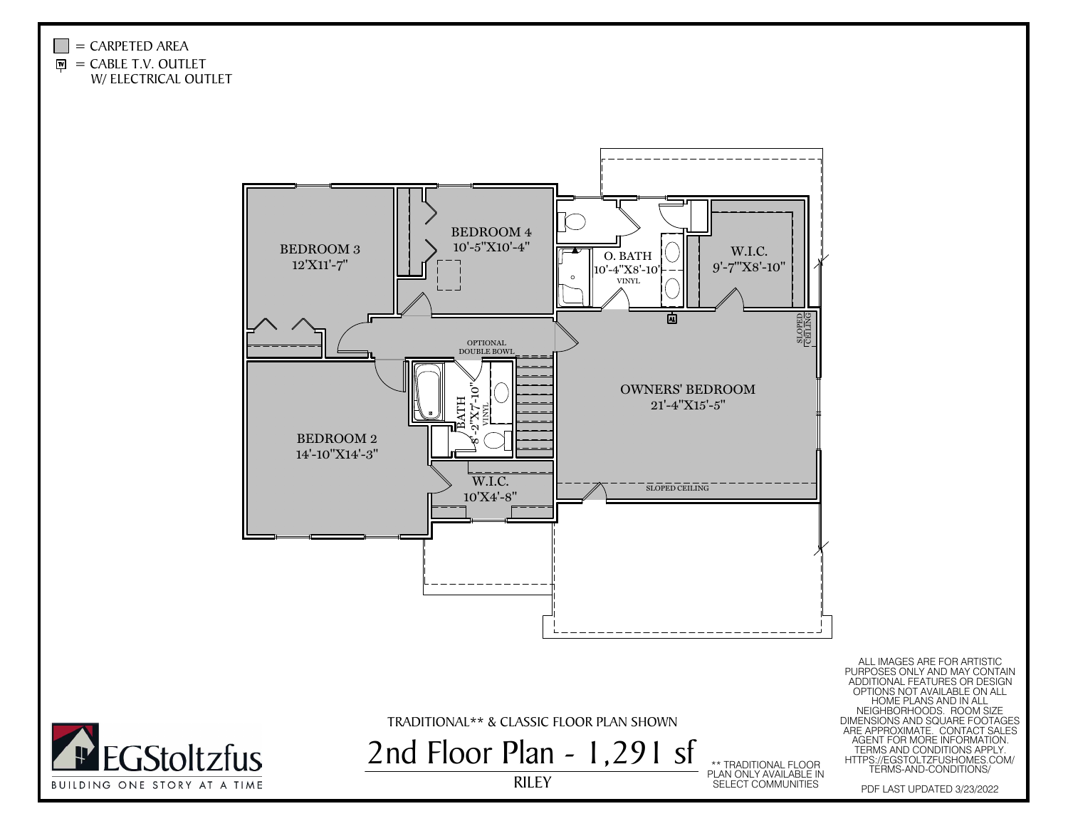= CARPETED AREA

= CABLE T.V. OUTLET W/ ELECTRICAL OUTLET

BEDROOM 3
12'X11'-7"

BEDROOM 4
10'-5"X10'-4"

O. BATH
10'-4"X8'-10'
VINYL

W.I.C.
9'-7"X8'-10"

SLOPED CEILING

OPTIONAL DOUBLE BOWL

BATH
8'-2"X7'-10"
VINYL

OWNERS' BEDROOM
21'-4"X15'-5"

BEDROOM 2
14'-10"X14'-3"

W.I.C.
10'X4'-8"

SLOPED CEILING

TRADITIONAL** & CLASSIC FLOOR PLAN SHOWN

# 2nd Floor Plan - 1,291 sf

RILEY

** TRADITIONAL FLOOR PLAN ONLY AVAILABLE IN SELECT COMMUNITIES

ALL IMAGES ARE FOR ARTISTIC PURPOSES ONLY AND MAY CONTAIN ADDITIONAL FEATURES OR DESIGN OPTIONS NOT AVAILABLE ON ALL HOME PLANS AND IN ALL NEIGHBORHOODS. ROOM SIZE DIMENSIONS AND SQUARE FOOTAGES ARE APPROXIMATE. CONTACT SALES AGENT FOR MORE INFORMATION. TERMS AND CONDITIONS APPLY. HTTPS://EGSTOLTZFUSHOMES.COM/TERMS-AND-CONDITIONS/

PDF LAST UPDATED 3/23/2022

EGStoltzfus
BUILDING ONE STORY AT A TIME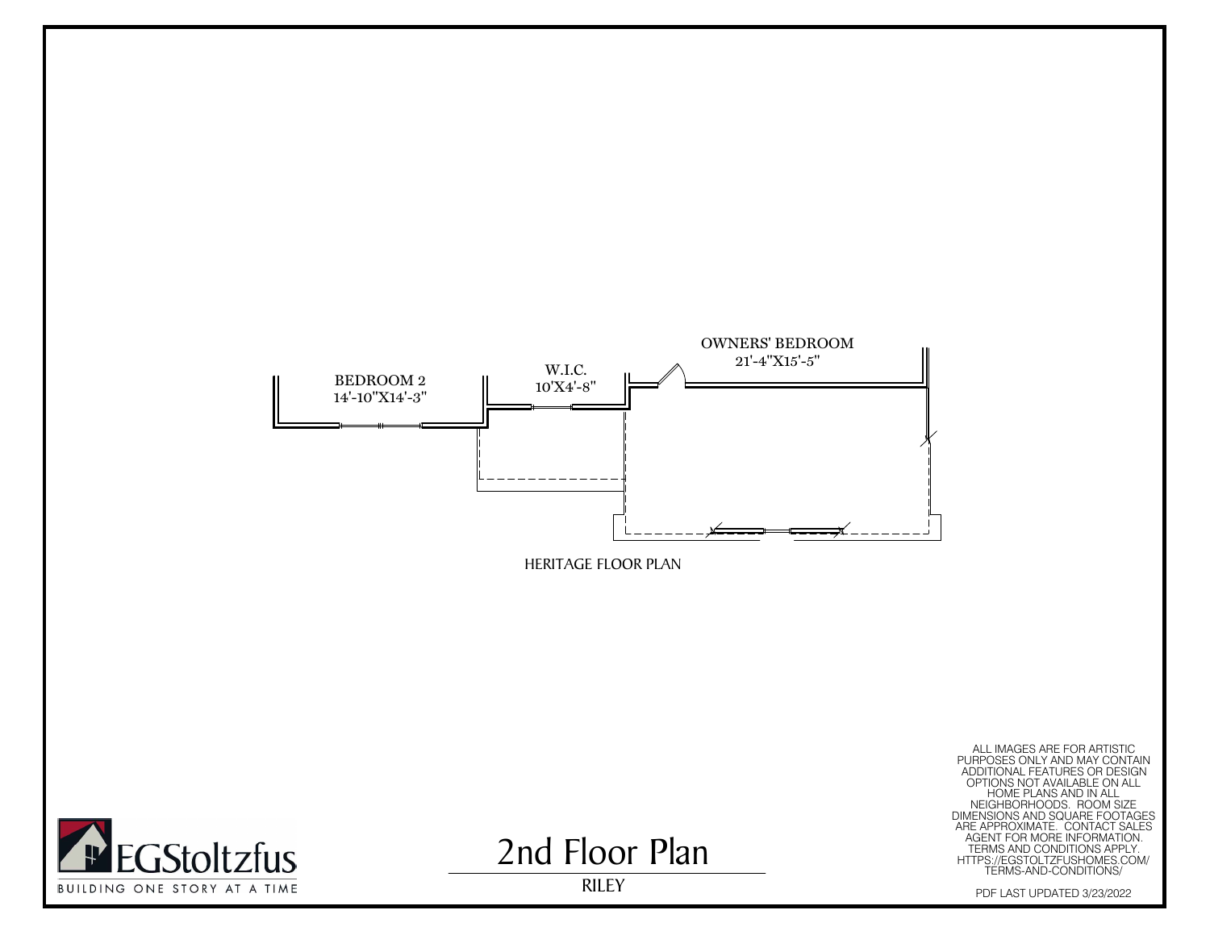BEDROOM 2
14'-10"X14'-3"

W.I.C.
10'X4'-8"

OWNERS' BEDROOM
21'-4"X15'-5"

HERITAGE FLOOR PLAN

ALL IMAGES ARE FOR ARTISTIC PURPOSES ONLY AND MAY CONTAIN ADDITIONAL FEATURES OR DESIGN OPTIONS NOT AVAILABLE ON ALL HOME PLANS AND IN ALL NEIGHBORHOODS. ROOM SIZE DIMENSIONS AND SQUARE FOOTAGES ARE APPROXIMATE. CONTACT SALES AGENT FOR MORE INFORMATION. TERMS AND CONDITIONS APPLY. HTTPS://EGSTOLTZFUSHOMES.COM/TERMS-AND-CONDITIONS/

EGStoltzfus
BUILDING ONE STORY AT A TIME

# 2nd Floor Plan

RILEY

PDF LAST UPDATED 3/23/2022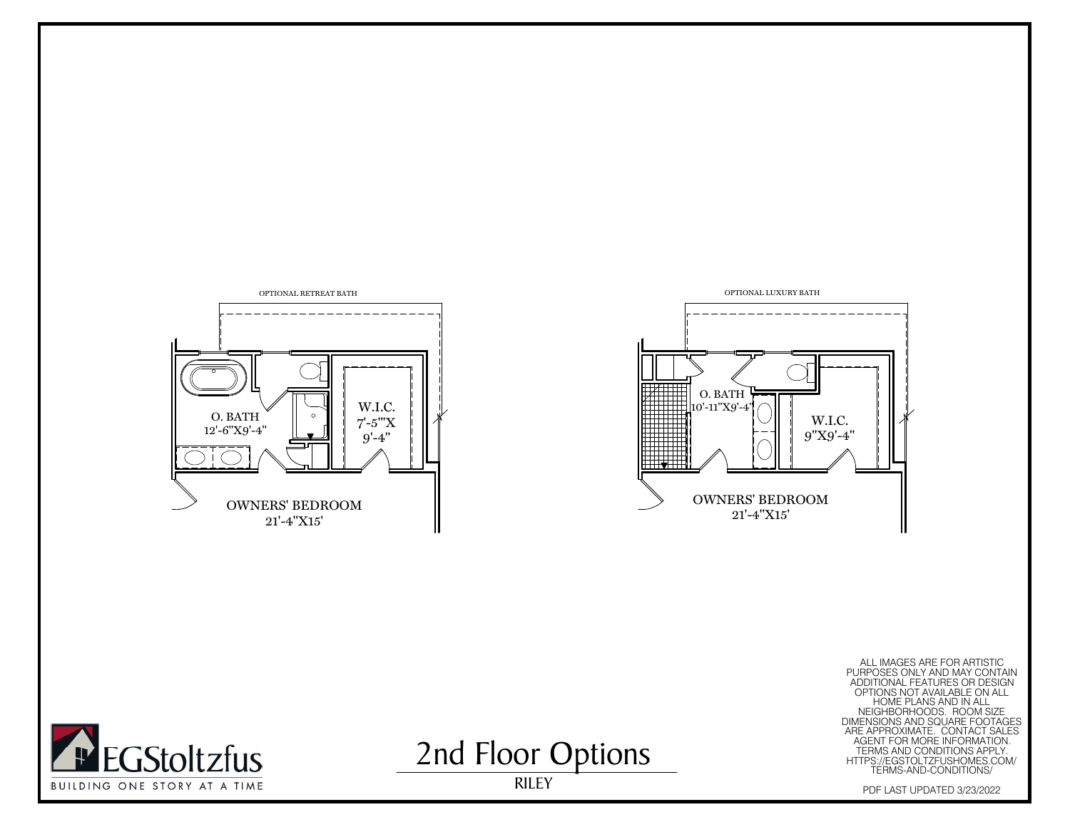OPTIONAL RETREAT BATH

O. BATH
12'-6"X9'-4"

W.I.C.
7'-5'"X
9'-4"

OWNERS' BEDROOM
21'-4"X15'

OPTIONAL LUXURY BATH

O. BATH
10'-11"X9'-4"

W.I.C.
9"X9'-4"

OWNERS' BEDROOM
21'-4"X15'

EGStoltzfus

BUILDING ONE STORY AT A TIME

# 2nd Floor Options

RILEY

ALL IMAGES ARE FOR ARTISTIC PURPOSES ONLY AND MAY CONTAIN ADDITIONAL FEATURES OR DESIGN OPTIONS NOT AVAILABLE ON ALL HOME PLANS AND IN ALL NEIGHBORHOODS. ROOM SIZE DIMENSIONS AND SQUARE FOOTAGES ARE APPROXIMATE. CONTACT SALES AGENT FOR MORE INFORMATION. TERMS AND CONDITIONS APPLY. HTTPS://EGSTOLTZFUSHOMES.COM/TERMS-AND-CONDITIONS/

PDF LAST UPDATED 3/23/2022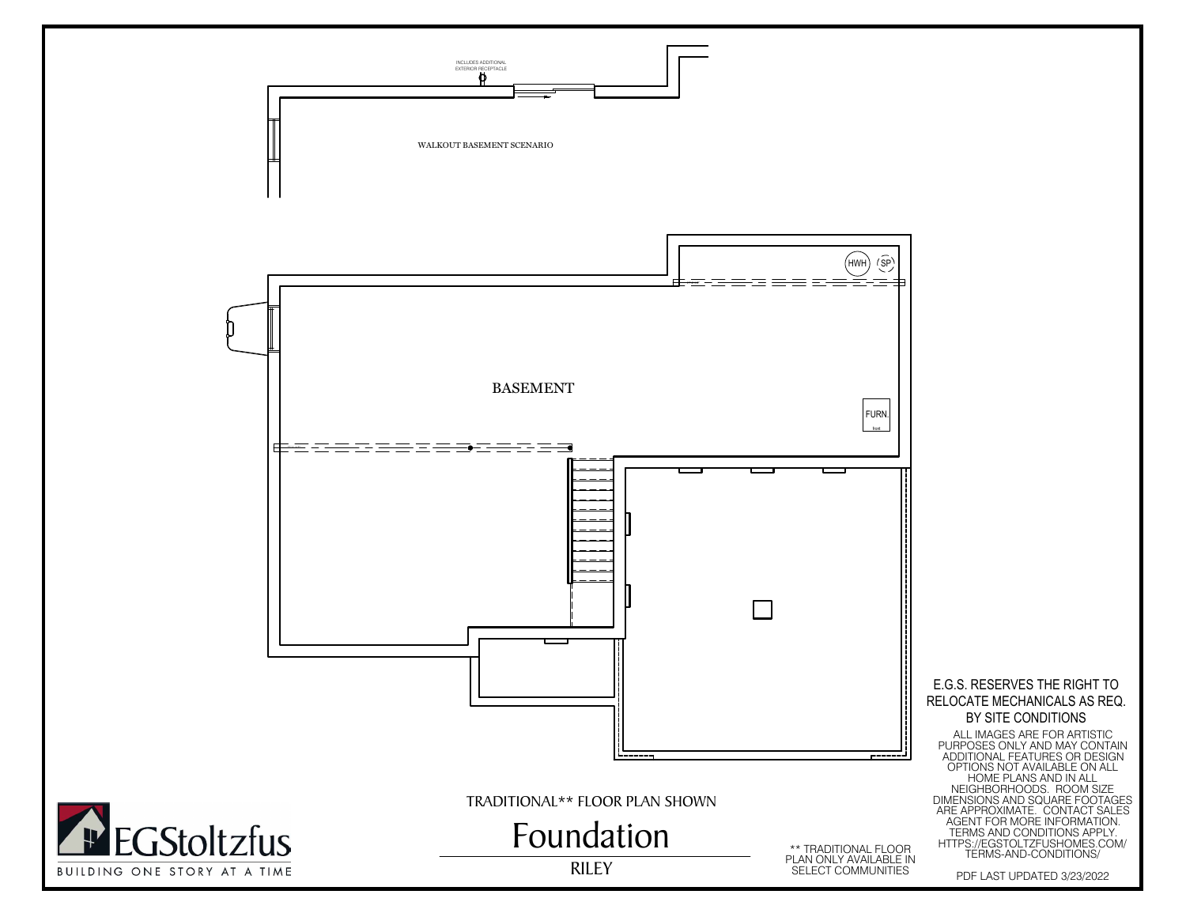INCLUDES ADDITIONAL EXTERIOR RECEPTACLE

WALKOUT BASEMENT SCENARIO

HWH

SP

BASEMENT

FURN.

E.G.S. RESERVES THE RIGHT TO RELOCATE MECHANICALS AS REQ. BY SITE CONDITIONS

ALL IMAGES ARE FOR ARTISTIC PURPOSES ONLY AND MAY CONTAIN ADDITIONAL FEATURES OR DESIGN OPTIONS NOT AVAILABLE ON ALL HOME PLANS AND IN ALL NEIGHBORHOODS. ROOM SIZE DIMENSIONS AND SQUARE FOOTAGES ARE APPROXIMATE. CONTACT SALES AGENT FOR MORE INFORMATION. TERMS AND CONDITIONS APPLY. HTTPS://EGSTOLTZFUSHOMES.COM/TERMS-AND-CONDITIONS/

TRADITIONAL** FLOOR PLAN SHOWN

# Foundation

RILEY

** TRADITIONAL FLOOR PLAN ONLY AVAILABLE IN SELECT COMMUNITIES

EGStoltzfus

BUILDING ONE STORY AT A TIME

PDF LAST UPDATED 3/23/2022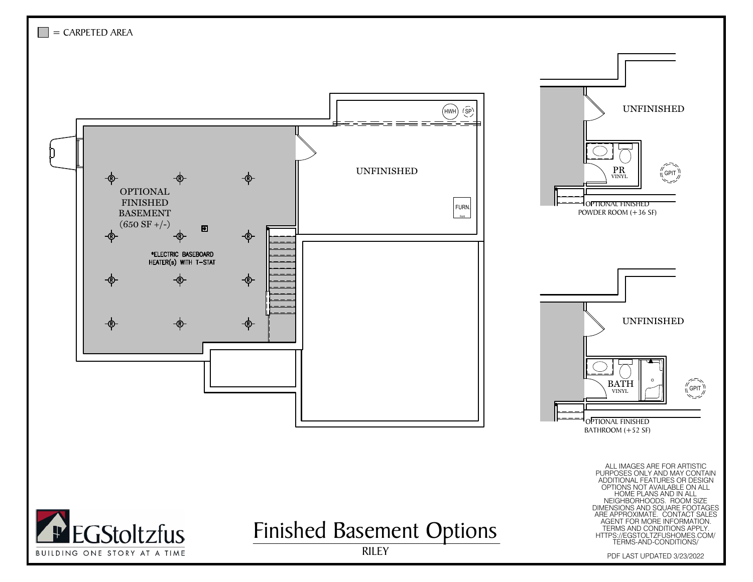■ = CARPETED AREA

OPTIONAL FINISHED BASEMENT (650 SF +/-)

*ELECTRIC BASEBOARD HEATER(s) WITH T-STAT

UNFINISHED

HWH SP

FURN.

UNFINISHED

PR
VINYL

GPIT

OPTIONAL FINISHED POWDER ROOM (+36 SF)

UNFINISHED

BATH
VINYL

GPIT

OPTIONAL FINISHED BATHROOM (+52 SF)

ALL IMAGES ARE FOR ARTISTIC PURPOSES ONLY AND MAY CONTAIN ADDITIONAL FEATURES OR DESIGN OPTIONS NOT AVAILABLE ON ALL HOME PLANS AND IN ALL NEIGHBORHOODS. ROOM SIZE DIMENSIONS AND SQUARE FOOTAGES ARE APPROXIMATE. CONTACT SALES AGENT FOR MORE INFORMATION. TERMS AND CONDITIONS APPLY. HTTPS://EGSTOLTZFUSHOMES.COM/TERMS-AND-CONDITIONS/

EGStoltzfus
BUILDING ONE STORY AT A TIME

# Finished Basement Options

RILEY

PDF LAST UPDATED 3/23/2022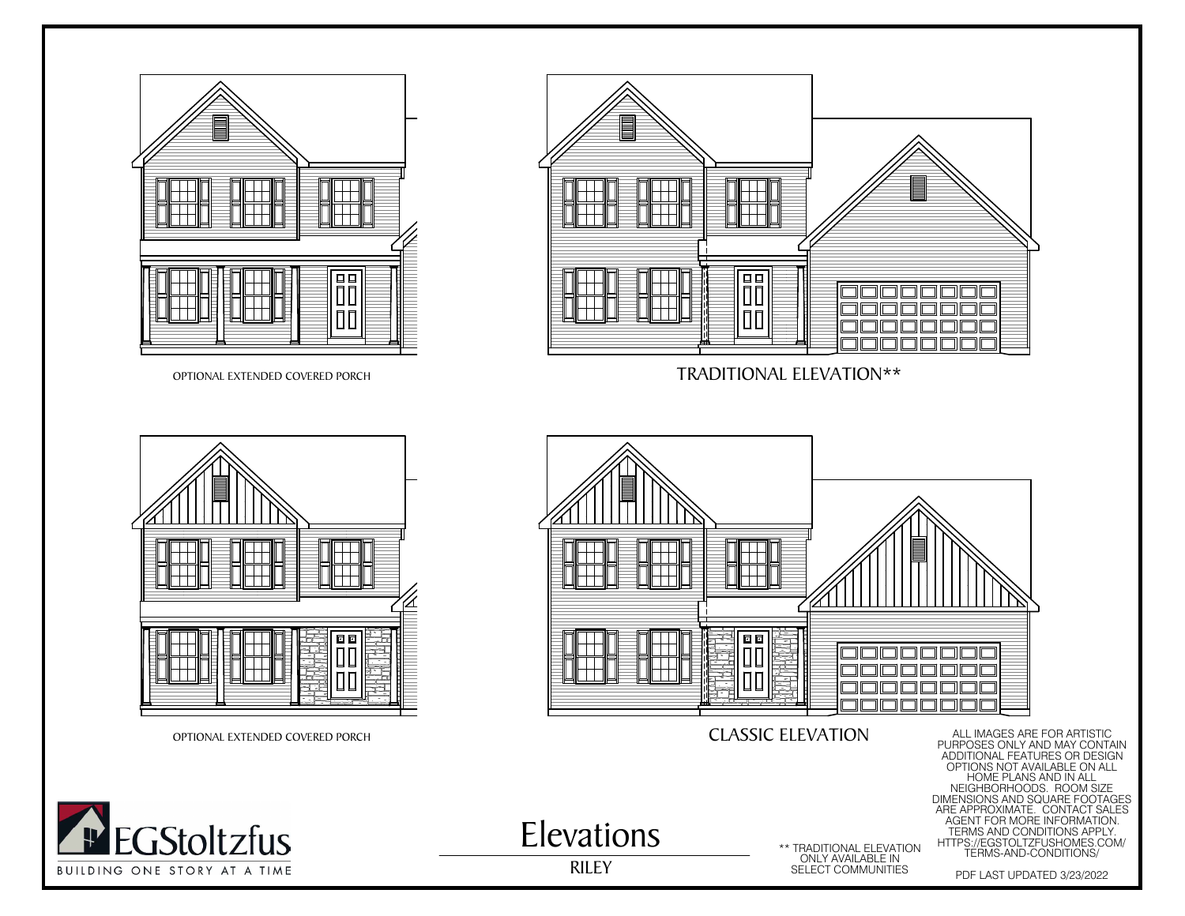OPTIONAL EXTENDED COVERED PORCH

TRADITIONAL ELEVATION**

OPTIONAL EXTENDED COVERED PORCH

CLASSIC ELEVATION

ALL IMAGES ARE FOR ARTISTIC PURPOSES ONLY AND MAY CONTAIN ADDITIONAL FEATURES OR DESIGN OPTIONS NOT AVAILABLE ON ALL HOME PLANS AND IN ALL NEIGHBORHOODS. ROOM SIZE DIMENSIONS AND SQUARE FOOTAGES ARE APPROXIMATE. CONTACT SALES AGENT FOR MORE INFORMATION. TERMS AND CONDITIONS APPLY. HTTPS://EGSTOLTZFUSHOMES.COM/TERMS-AND-CONDITIONS/

EGStoltzfus

BUILDING ONE STORY AT A TIME

# Elevations

RILEY

** TRADITIONAL ELEVATION ONLY AVAILABLE IN SELECT COMMUNITIES

PDF LAST UPDATED 3/23/2022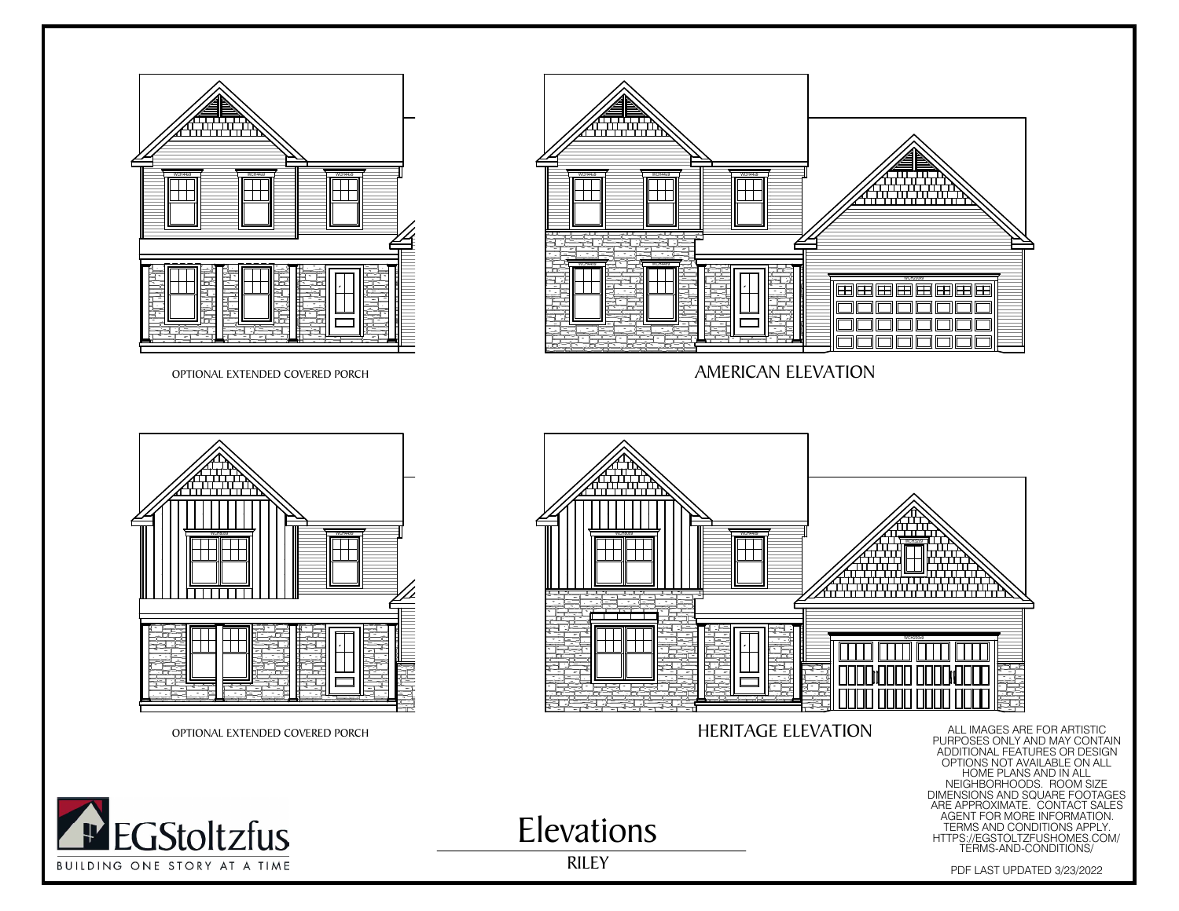OPTIONAL EXTENDED COVERED PORCH

AMERICAN ELEVATION

OPTIONAL EXTENDED COVERED PORCH

HERITAGE ELEVATION

ALL IMAGES ARE FOR ARTISTIC PURPOSES ONLY AND MAY CONTAIN ADDITIONAL FEATURES OR DESIGN OPTIONS NOT AVAILABLE ON ALL HOME PLANS AND IN ALL NEIGHBORHOODS. ROOM SIZE DIMENSIONS AND SQUARE FOOTAGES ARE APPROXIMATE. CONTACT SALES AGENT FOR MORE INFORMATION. TERMS AND CONDITIONS APPLY. HTTPS://EGSTOLTZFUSHOMES.COM/TERMS-AND-CONDITIONS/

EGStoltzfus

BUILDING ONE STORY AT A TIME

# Elevations

RILEY

PDF LAST UPDATED 3/23/2022